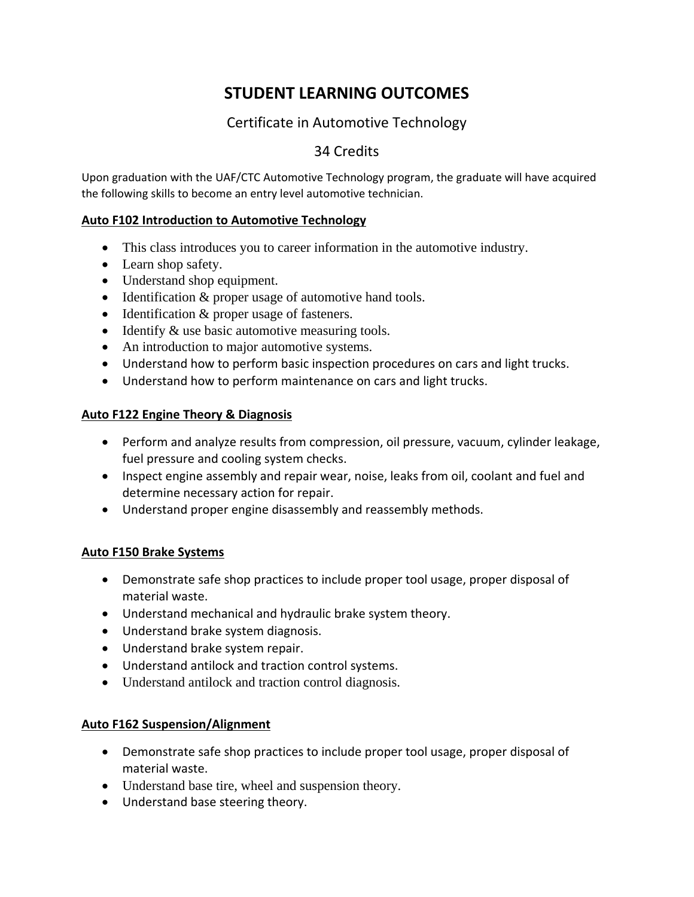# STUDENT LEARNING OUTCOMES

Certificate in Automotive Technology

34 Credits

Upon graduation with the UAF/CTC Automotive Technology program, the graduate will have acquired the following skills to become an entry level automotive technician.

**Auto F102 Introduction to Automotive Technology**

- This class introduces you to career information in the automotive industry.
- Learn shop safety.
- Understand shop equipment.
- Identification & proper usage of automotive hand tools.
- Identification & proper usage of fasteners.
- Identify & use basic automotive measuring tools.
- An introduction to major automotive systems.
- Understand how to perform basic inspection procedures on cars and light trucks.
- Understand how to perform maintenance on cars and light trucks.

**Auto F122 Engine Theory & Diagnosis**

- Perform and analyze results from compression, oil pressure, vacuum, cylinder leakage, fuel pressure and cooling system checks.
- Inspect engine assembly and repair wear, noise, leaks from oil, coolant and fuel and determine necessary action for repair.
- Understand proper engine disassembly and reassembly methods.

**Auto F150 Brake Systems**

- Demonstrate safe shop practices to include proper tool usage, proper disposal of material waste.
- Understand mechanical and hydraulic brake system theory.
- Understand brake system diagnosis.
- Understand brake system repair.
- Understand antilock and traction control systems.
- Understand antilock and traction control diagnosis.

**Auto F162 Suspension/Alignment**

- Demonstrate safe shop practices to include proper tool usage, proper disposal of material waste.
- Understand base tire, wheel and suspension theory.
- Understand base steering theory.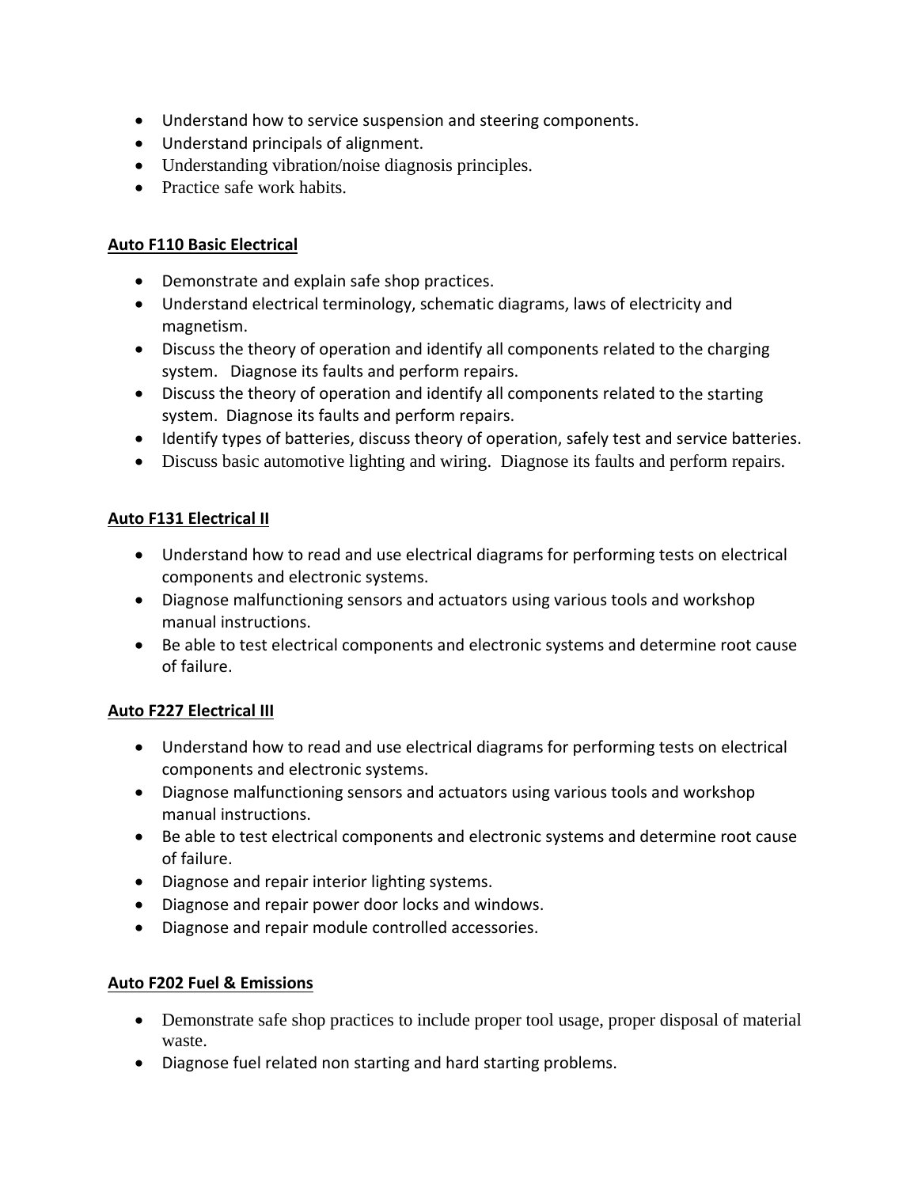- Understand how to service suspension and steering components.
- Understand principals of alignment.
- Understanding vibration/noise diagnosis principles.
- Practice safe work habits.

**Auto F110 Basic Electrical**

- Demonstrate and explain safe shop practices.
- Understand electrical terminology, schematic diagrams, laws of electricity and magnetism.
- Discuss the theory of operation and identify all components related to the charging system. Diagnose its faults and perform repairs.
- Discuss the theory of operation and identify all components related to the starting system. Diagnose its faults and perform repairs.
- Identify types of batteries, discuss theory of operation, safely test and service batteries.
- Discuss basic automotive lighting and wiring. Diagnose its faults and perform repairs.

**Auto F131 Electrical II**

- Understand how to read and use electrical diagrams for performing tests on electrical components and electronic systems.
- Diagnose malfunctioning sensors and actuators using various tools and workshop manual instructions.
- Be able to test electrical components and electronic systems and determine root cause of failure.

**Auto F227 Electrical III**

- Understand how to read and use electrical diagrams for performing tests on electrical components and electronic systems.
- Diagnose malfunctioning sensors and actuators using various tools and workshop manual instructions.
- Be able to test electrical components and electronic systems and determine root cause of failure.
- Diagnose and repair interior lighting systems.
- Diagnose and repair power door locks and windows.
- Diagnose and repair module controlled accessories.

**Auto F202 Fuel & Emissions**

- Demonstrate safe shop practices to include proper tool usage, proper disposal of material waste.
- Diagnose fuel related non starting and hard starting problems.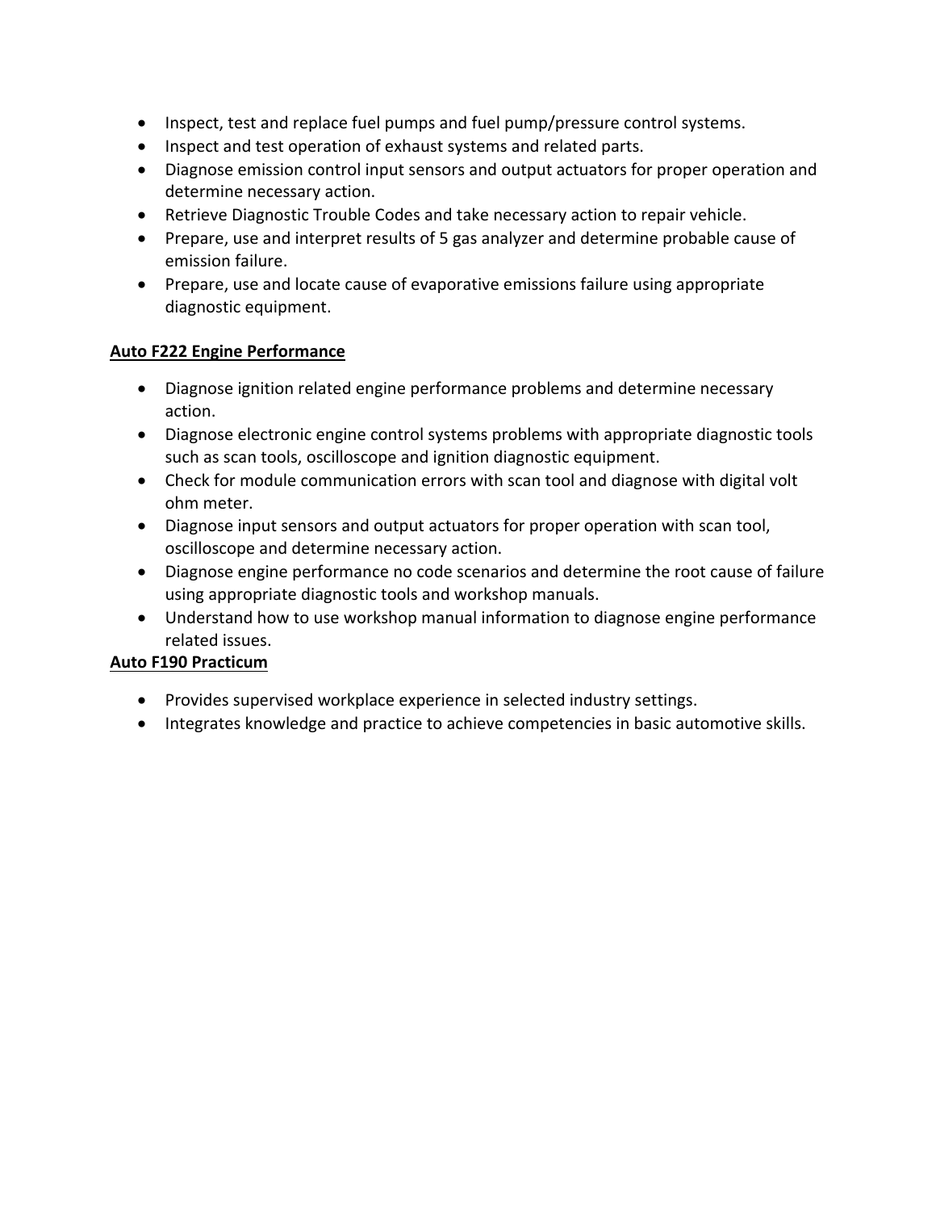- Inspect, test and replace fuel pumps and fuel pump/pressure control systems.
- Inspect and test operation of exhaust systems and related parts.
- Diagnose emission control input sensors and output actuators for proper operation and determine necessary action.
- Retrieve Diagnostic Trouble Codes and take necessary action to repair vehicle.
- Prepare, use and interpret results of 5 gas analyzer and determine probable cause of emission failure.
- Prepare, use and locate cause of evaporative emissions failure using appropriate diagnostic equipment.

**Auto F222 Engine Performance**

- Diagnose ignition related engine performance problems and determine necessary action.
- Diagnose electronic engine control systems problems with appropriate diagnostic tools such as scan tools, oscilloscope and ignition diagnostic equipment.
- Check for module communication errors with scan tool and diagnose with digital volt ohm meter.
- Diagnose input sensors and output actuators for proper operation with scan tool, oscilloscope and determine necessary action.
- Diagnose engine performance no code scenarios and determine the root cause of failure using appropriate diagnostic tools and workshop manuals.
- Understand how to use workshop manual information to diagnose engine performance related issues.

**Auto F190 Practicum**

- Provides supervised workplace experience in selected industry settings.
- Integrates knowledge and practice to achieve competencies in basic automotive skills.